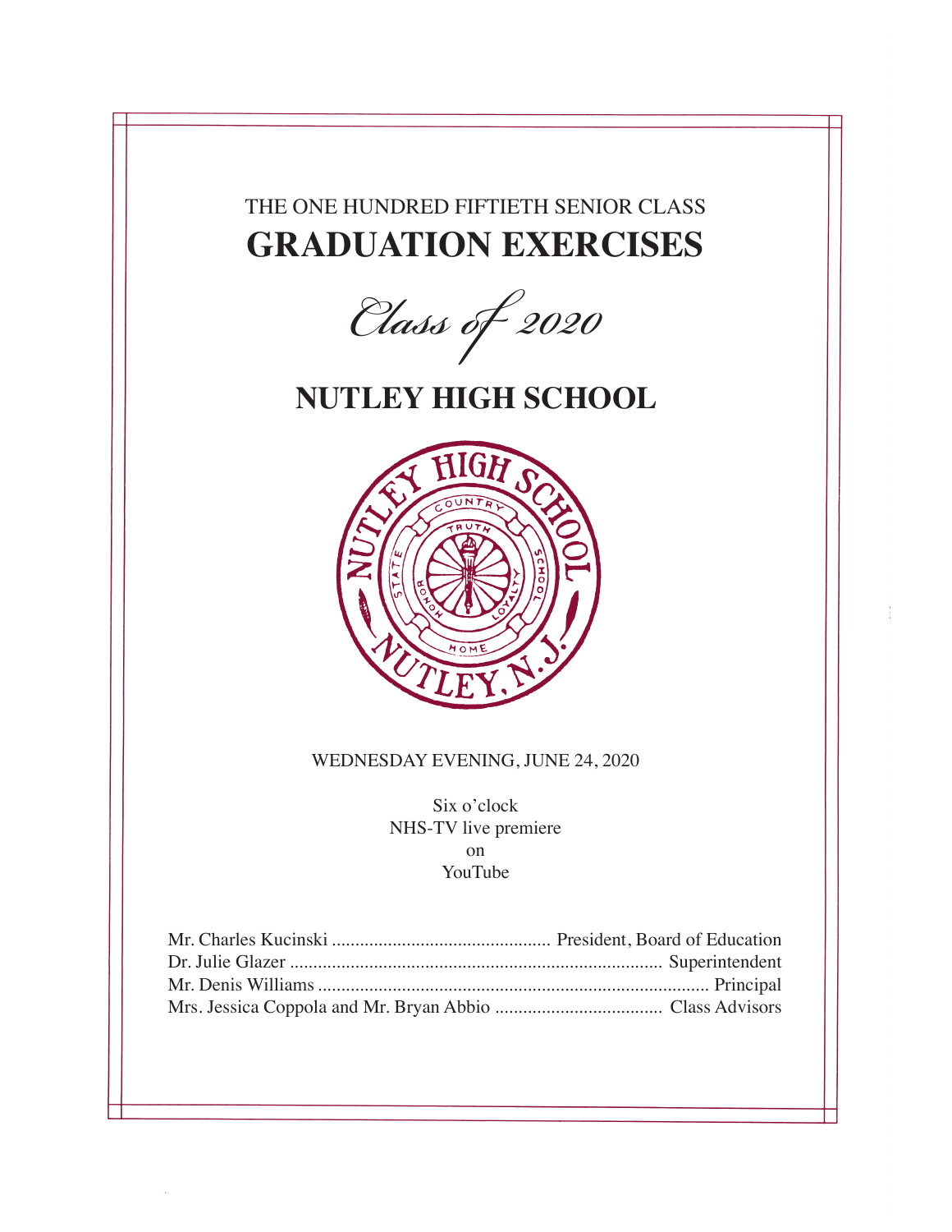THE ONE HUNDRED FIFTIETH SENIOR CLASS

# GRADUATION EXERCISES

*Class of 2020*

## NUTLEY HIGH SCHOOL

WEDNESDAY EVENING, JUNE 24, 2020

Six o'clock
NHS-TV live premiere
on
YouTube

Mr. Charles Kucinski .............................................. President, Board of Education
Dr. Julie Glazer .............................................................................. Superintendent
Mr. Denis Williams .................................................................................. Principal
Mrs. Jessica Coppola and Mr. Bryan Abbio .................................... Class Advisors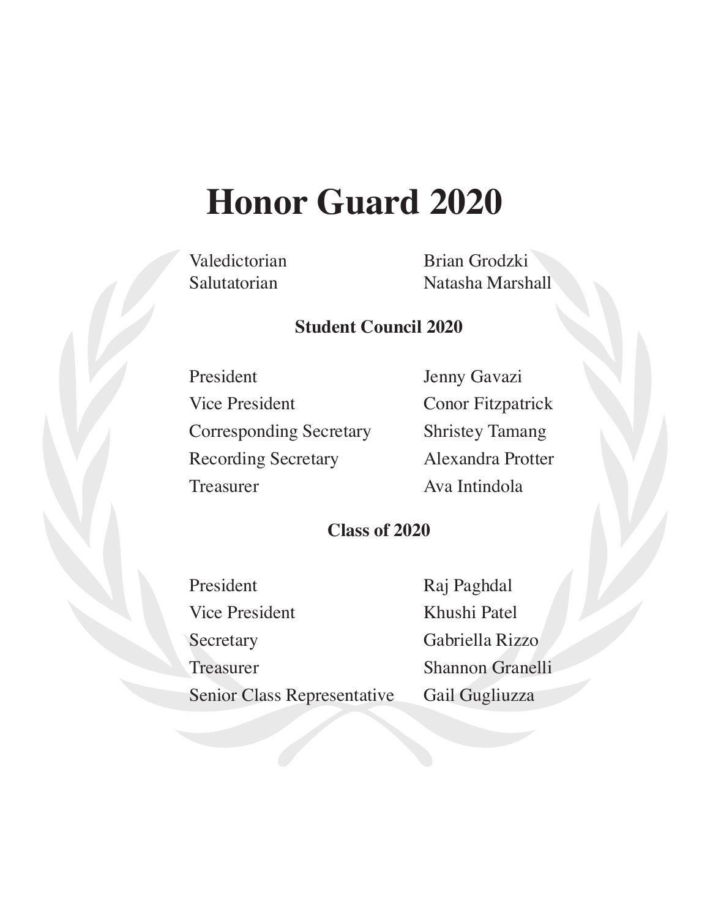# Honor Guard 2020

| | |
|---|---|
| Valedictorian | Brian Grodzki |
| Salutatorian | Natasha Marshall |

## Student Council 2020

| | |
|---|---|
| President | Jenny Gavazi |
| Vice President | Conor Fitzpatrick |
| Corresponding Secretary | Shristey Tamang |
| Recording Secretary | Alexandra Protter |
| Treasurer | Ava Intindola |

## Class of 2020

| | |
|---|---|
| President | Raj Paghdal |
| Vice President | Khushi Patel |
| Secretary | Gabriella Rizzo |
| Treasurer | Shannon Granelli |
| Senior Class Representative | Gail Gugliuzza |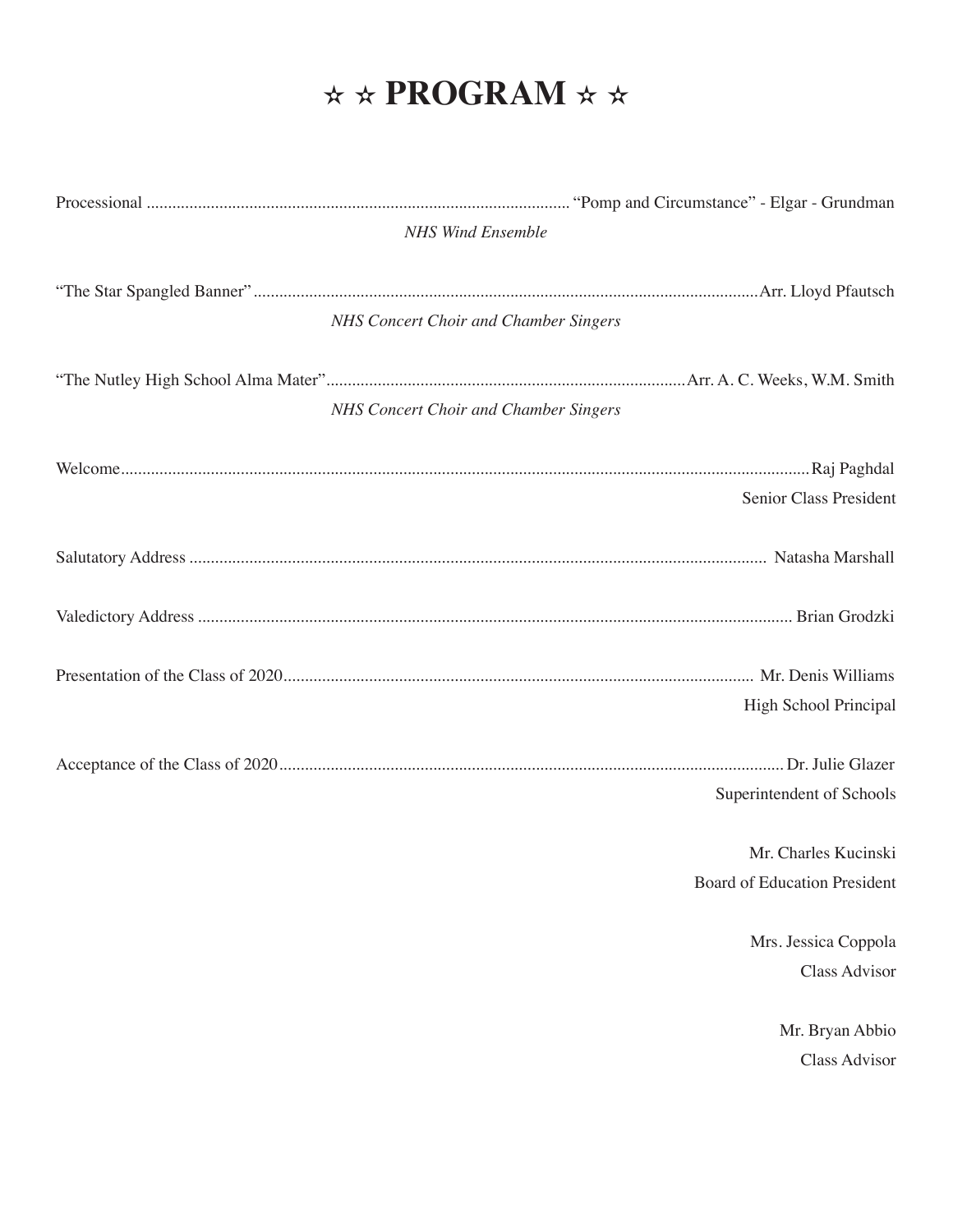# ☆ ☆ PROGRAM ☆ ☆

Processional .................................................................................................. "Pomp and Circumstance" - Elgar - Grundman

*NHS Wind Ensemble*

"The Star Spangled Banner" ..................................................................................................................... Arr. Lloyd Pfautsch

*NHS Concert Choir and Chamber Singers*

"The Nutley High School Alma Mater" ................................................................................... Arr. A. C. Weeks, W.M. Smith

*NHS Concert Choir and Chamber Singers*

Welcome ............................................................................................................................................... Raj Paghdal

Senior Class President

Salutatory Address ..................................................................................................................... Natasha Marshall

Valedictory Address ........................................................................................................................ Brian Grodzki

Presentation of the Class of 2020 ............................................................................................. Mr. Denis Williams

High School Principal

Acceptance of the Class of 2020 ..................................................................................................... Dr. Julie Glazer

Superintendent of Schools

Mr. Charles Kucinski

Board of Education President

Mrs. Jessica Coppola

Class Advisor

Mr. Bryan Abbio

Class Advisor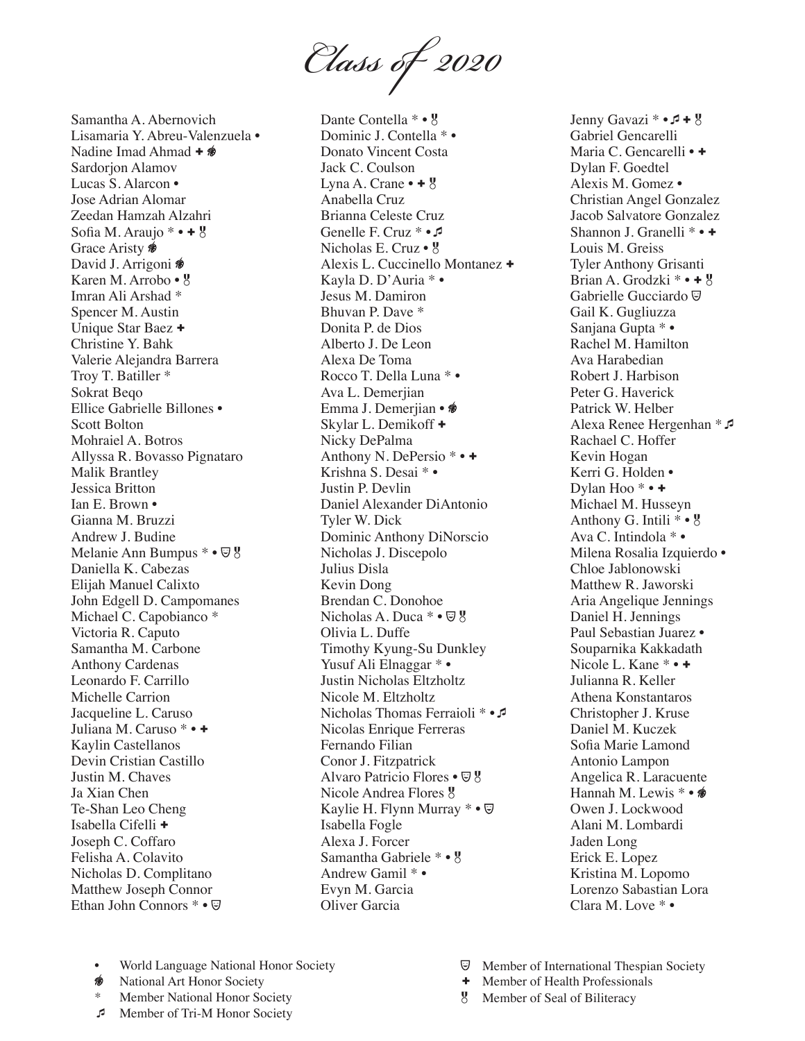# *Class of 2020*

Samantha A. Abernovich
Lisamaria Y. Abreu-Valenzuela •
Nadine Imad Ahmad ✚ ❀
Sardorjon Alamov
Lucas S. Alarcon •
Jose Adrian Alomar
Zeedan Hamzah Alzahri
Sofia M. Araujo * • ✚ 🎖
Grace Aristy ❀
David J. Arrigoni ❀
Karen M. Arrobo • 🎖
Imran Ali Arshad *
Spencer M. Austin
Unique Star Baez ✚
Christine Y. Bahk
Valerie Alejandra Barrera
Troy T. Batiller *
Sokrat Beqo
Ellice Gabrielle Billones •
Scott Bolton
Mohraiel A. Botros
Allyssa R. Bovasso Pignataro
Malik Brantley
Jessica Britton
Ian E. Brown •
Gianna M. Bruzzi
Andrew J. Budine
Melanie Ann Bumpus * • 🎭 🎖
Daniella K. Cabezas
Elijah Manuel Calixto
John Edgell D. Campomanes
Michael C. Capobianco *
Victoria R. Caputo
Samantha M. Carbone
Anthony Cardenas
Leonardo F. Carrillo
Michelle Carrion
Jacqueline L. Caruso
Juliana M. Caruso * • ✚
Kaylin Castellanos
Devin Cristian Castillo
Justin M. Chaves
Ja Xian Chen
Te-Shan Leo Cheng
Isabella Cifelli ✚
Joseph C. Coffaro
Felisha A. Colavito
Nicholas D. Complitano
Matthew Joseph Connor
Ethan John Connors * • 🎭

Dante Contella * • 🎖
Dominic J. Contella * •
Donato Vincent Costa
Jack C. Coulson
Lyna A. Crane • ✚ 🎖
Anabella Cruz
Brianna Celeste Cruz
Genelle F. Cruz * • ♬
Nicholas E. Cruz • 🎖
Alexis L. Cuccinello Montanez ✚
Kayla D. D'Auria * •
Jesus M. Damiron
Bhuvan P. Dave *
Donita P. de Dios
Alberto J. De Leon
Alexa De Toma
Rocco T. Della Luna * •
Ava L. Demerjian
Emma J. Demerjian • ❀
Skylar L. Demikoff ✚
Nicky DePalma
Anthony N. DePersio * • ✚
Krishna S. Desai * •
Justin P. Devlin
Daniel Alexander DiAntonio
Tyler W. Dick
Dominic Anthony DiNorscio
Nicholas J. Discepolo
Julius Disla
Kevin Dong
Brendan C. Donohoe
Nicholas A. Duca * • 🎭 🎖
Olivia L. Duffe
Timothy Kyung-Su Dunkley
Yusuf Ali Elnaggar * •
Justin Nicholas Eltzholtz
Nicole M. Eltzholtz
Nicholas Thomas Ferraioli * • ♬
Nicolas Enrique Ferreras
Fernando Filian
Conor J. Fitzpatrick
Alvaro Patricio Flores • 🎭 🎖
Nicole Andrea Flores 🎖
Kaylie H. Flynn Murray * • 🎭
Isabella Fogle
Alexa J. Forcer
Samantha Gabriele * • 🎖
Andrew Gamil * •
Evyn M. Garcia
Oliver Garcia

Jenny Gavazi * • ♬ ✚ 🎖
Gabriel Gencarelli
Maria C. Gencarelli • ✚
Dylan F. Goedtel
Alexis M. Gomez •
Christian Angel Gonzalez
Jacob Salvatore Gonzalez
Shannon J. Granelli * • ✚
Louis M. Greiss
Tyler Anthony Grisanti
Brian A. Grodzki * • ✚ 🎖
Gabrielle Gucciardo 🎭
Gail K. Gugliuzza
Sanjana Gupta * •
Rachel M. Hamilton
Ava Harabedian
Robert J. Harbison
Peter G. Haverick
Patrick W. Helber
Alexa Renee Hergenhan * ♬
Rachael C. Hoffer
Kevin Hogan
Kerri G. Holden •
Dylan Hoo * • ✚
Michael M. Husseyn
Anthony G. Intili * • 🎖
Ava C. Intindola * •
Milena Rosalia Izquierdo •
Chloe Jablonowski
Matthew R. Jaworski
Aria Angelique Jennings
Daniel H. Jennings
Paul Sebastian Juarez •
Souparnika Kakkadath
Nicole L. Kane * • ✚
Julianna R. Keller
Athena Konstantaros
Christopher J. Kruse
Daniel M. Kuczek
Sofia Marie Lamond
Antonio Lampon
Angelica R. Laracuente
Hannah M. Lewis * • ❀
Owen J. Lockwood
Alani M. Lombardi
Jaden Long
Erick E. Lopez
Kristina M. Lopomo
Lorenzo Sabastian Lora
Clara M. Love * •

- • World Language National Honor Society
- ❀ National Art Honor Society
- * Member National Honor Society
- ♬ Member of Tri-M Honor Society
- 🎭 Member of International Thespian Society
- ✚ Member of Health Professionals
- 🎖 Member of Seal of Biliteracy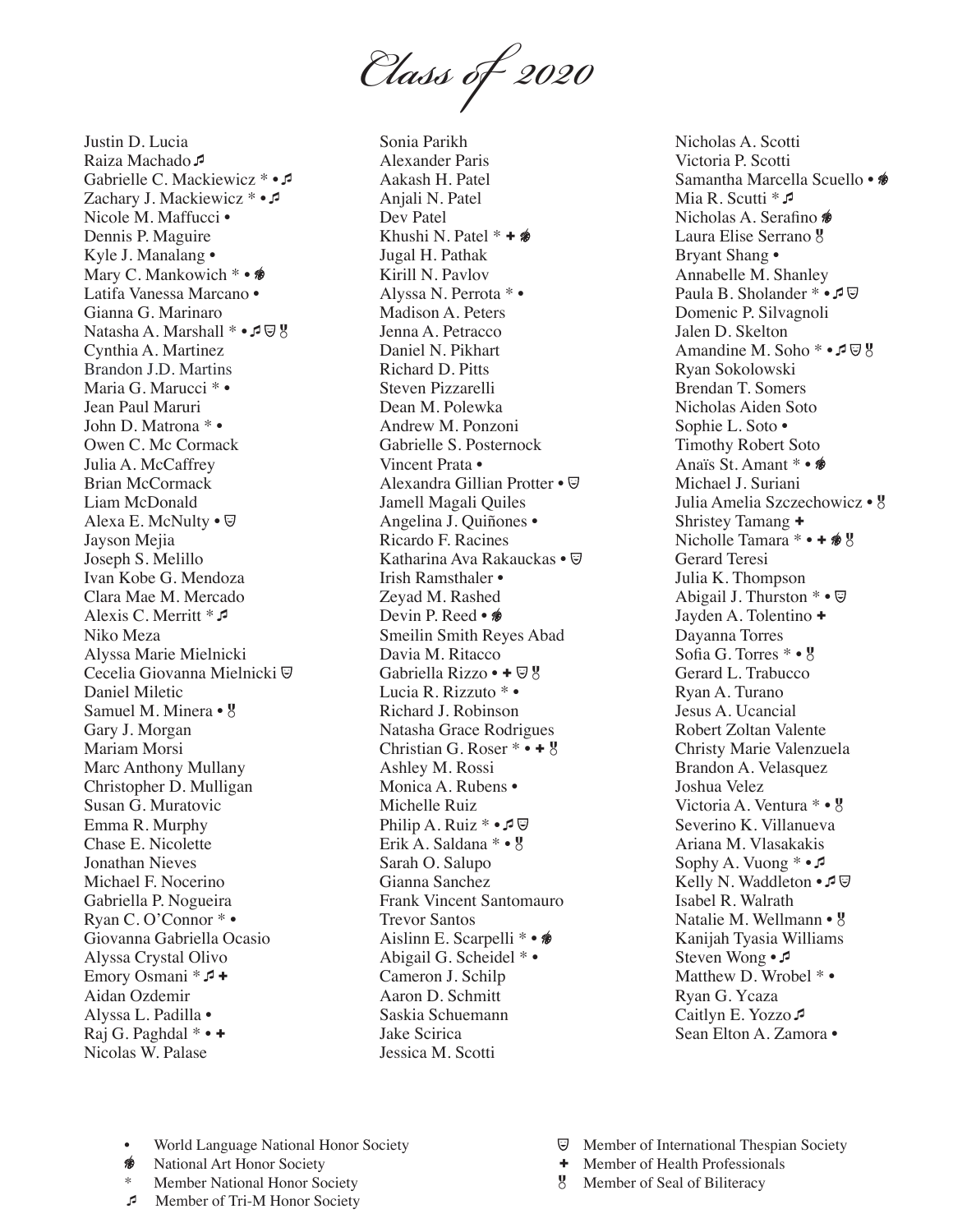# *Class of 2020*

Justin D. Lucia
Raiza Machado ♬
Gabrielle C. Mackiewicz * • ♬
Zachary J. Mackiewicz * • ♬
Nicole M. Maffucci •
Dennis P. Maguire
Kyle J. Manalang •
Mary C. Mankowich * • ❀
Latifa Vanessa Marcano •
Gianna G. Marinaro
Natasha A. Marshall * • ♬ ☐ 🎖
Cynthia A. Martinez
Brandon J.D. Martins
Maria G. Marucci * •
Jean Paul Maruri
John D. Matrona * •
Owen C. Mc Cormack
Julia A. McCaffrey
Brian McCormack
Liam McDonald
Alexa E. McNulty • ☐
Jayson Mejia
Joseph S. Melillo
Ivan Kobe G. Mendoza
Clara Mae M. Mercado
Alexis C. Merritt * ♬
Niko Meza
Alyssa Marie Mielnicki
Cecelia Giovanna Mielnicki ☐
Daniel Miletic
Samuel M. Minera • 🎖
Gary J. Morgan
Mariam Morsi
Marc Anthony Mullany
Christopher D. Mulligan
Susan G. Muratovic
Emma R. Murphy
Chase E. Nicolette
Jonathan Nieves
Michael F. Nocerino
Gabriella P. Nogueira
Ryan C. O'Connor * •
Giovanna Gabriella Ocasio
Alyssa Crystal Olivo
Emory Osmani * ♬ ✚
Aidan Ozdemir
Alyssa L. Padilla •
Raj G. Paghdal * • ✚
Nicolas W. Palase
Sonia Parikh
Alexander Paris
Aakash H. Patel
Anjali N. Patel
Dev Patel
Khushi N. Patel * ✚ ❀
Jugal H. Pathak
Kirill N. Pavlov
Alyssa N. Perrota * •
Madison A. Peters
Jenna A. Petracco
Daniel N. Pikhart
Richard D. Pitts
Steven Pizzarelli
Dean M. Polewka
Andrew M. Ponzoni
Gabrielle S. Posternock
Vincent Prata •
Alexandra Gillian Protter • ☐
Jamell Magali Quiles
Angelina J. Quiñones •
Ricardo F. Racines
Katharina Ava Rakauckas • ☐
Irish Ramsthaler •
Zeyad M. Rashed
Devin P. Reed • ❀
Smeilin Smith Reyes Abad
Davia M. Ritacco
Gabriella Rizzo • ✚ ☐ 🎖
Lucia R. Rizzuto * •
Richard J. Robinson
Natasha Grace Rodrigues
Christian G. Roser * • ✚ 🎖
Ashley M. Rossi
Monica A. Rubens •
Michelle Ruiz
Philip A. Ruiz * • ♬ ☐
Erik A. Saldana * • 🎖
Sarah O. Salupo
Gianna Sanchez
Frank Vincent Santomauro
Trevor Santos
Aislinn E. Scarpelli * • ❀
Abigail G. Scheidel * •
Cameron J. Schilp
Aaron D. Schmitt
Saskia Schuemann
Jake Scirica
Jessica M. Scotti
Nicholas A. Scotti
Victoria P. Scotti
Samantha Marcella Scuello • ❀
Mia R. Scutti * ♬
Nicholas A. Serafino ❀
Laura Elise Serrano 🎖
Bryant Shang •
Annabelle M. Shanley
Paula B. Sholander * • ♬ ☐
Domenic P. Silvagnoli
Jalen D. Skelton
Amandine M. Soho * • ♬ ☐ 🎖
Ryan Sokolowski
Brendan T. Somers
Nicholas Aiden Soto
Sophie L. Soto •
Timothy Robert Soto
Anaïs St. Amant * • ❀
Michael J. Suriani
Julia Amelia Szczechowicz • 🎖
Shristey Tamang ✚
Nicholle Tamara * • ✚ ❀ 🎖
Gerard Teresi
Julia K. Thompson
Abigail J. Thurston * • ☐
Jayden A. Tolentino ✚
Dayanna Torres
Sofia G. Torres * • 🎖
Gerard L. Trabucco
Ryan A. Turano
Jesus A. Ucancial
Robert Zoltan Valente
Christy Marie Valenzuela
Brandon A. Velasquez
Joshua Velez
Victoria A. Ventura * • 🎖
Severino K. Villanueva
Ariana M. Vlasakakis
Sophy A. Vuong * • ♬
Kelly N. Waddleton • ♬ ☐
Isabel R. Walrath
Natalie M. Wellmann • 🎖
Kanijah Tyasia Williams
Steven Wong • ♬
Matthew D. Wrobel * •
Ryan G. Ycaza
Caitlyn E. Yozzo ♬
Sean Elton A. Zamora •

- • World Language National Honor Society
- ❀ National Art Honor Society
- * Member National Honor Society
- ♬ Member of Tri-M Honor Society
- ☐ Member of International Thespian Society
- ✚ Member of Health Professionals
- 🎖 Member of Seal of Biliteracy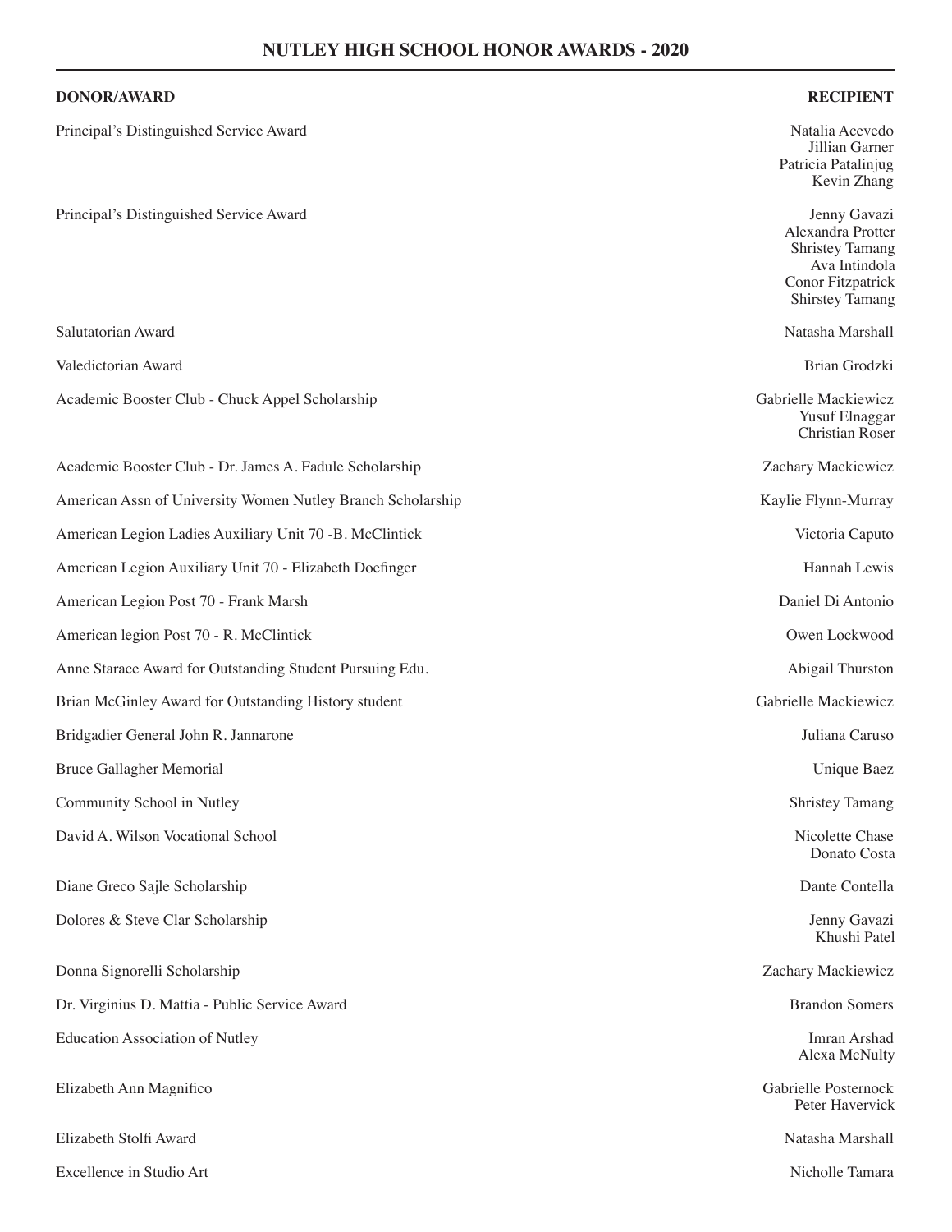# NUTLEY HIGH SCHOOL HONOR AWARDS - 2020

| DONOR/AWARD | RECIPIENT |
|---|---|
| Principal's Distinguished Service Award | Natalia Acevedo<br>Jillian Garner<br>Patricia Patalinjug<br>Kevin Zhang |
| Principal's Distinguished Service Award | Jenny Gavazi<br>Alexandra Protter<br>Shristey Tamang<br>Ava Intindola<br>Conor Fitzpatrick<br>Shirstey Tamang |
| Salutatorian Award | Natasha Marshall |
| Valedictorian Award | Brian Grodzki |
| Academic Booster Club - Chuck Appel Scholarship | Gabrielle Mackiewicz<br>Yusuf Elnaggar<br>Christian Roser |
| Academic Booster Club - Dr. James A. Fadule Scholarship | Zachary Mackiewicz |
| American Assn of University Women Nutley Branch Scholarship | Kaylie Flynn-Murray |
| American Legion Ladies Auxiliary Unit 70 -B. McClintick | Victoria Caputo |
| American Legion Auxiliary Unit 70 - Elizabeth Doefinger | Hannah Lewis |
| American Legion Post 70 - Frank Marsh | Daniel Di Antonio |
| American legion Post 70 - R. McClintick | Owen Lockwood |
| Anne Starace Award for Outstanding Student Pursuing Edu. | Abigail Thurston |
| Brian McGinley Award for Outstanding History student | Gabrielle Mackiewicz |
| Bridgadier General John R. Jannarone | Juliana Caruso |
| Bruce Gallagher Memorial | Unique Baez |
| Community School in Nutley | Shristey Tamang |
| David A. Wilson Vocational School | Nicolette Chase<br>Donato Costa |
| Diane Greco Sajle Scholarship | Dante Contella |
| Dolores & Steve Clar Scholarship | Jenny Gavazi<br>Khushi Patel |
| Donna Signorelli Scholarship | Zachary Mackiewicz |
| Dr. Virginius D. Mattia - Public Service Award | Brandon Somers |
| Education Association of Nutley | Imran Arshad<br>Alexa McNulty |
| Elizabeth Ann Magnifico | Gabrielle Posternock<br>Peter Havervick |
| Elizabeth Stolfi Award | Natasha Marshall |
| Excellence in Studio Art | Nicholle Tamara |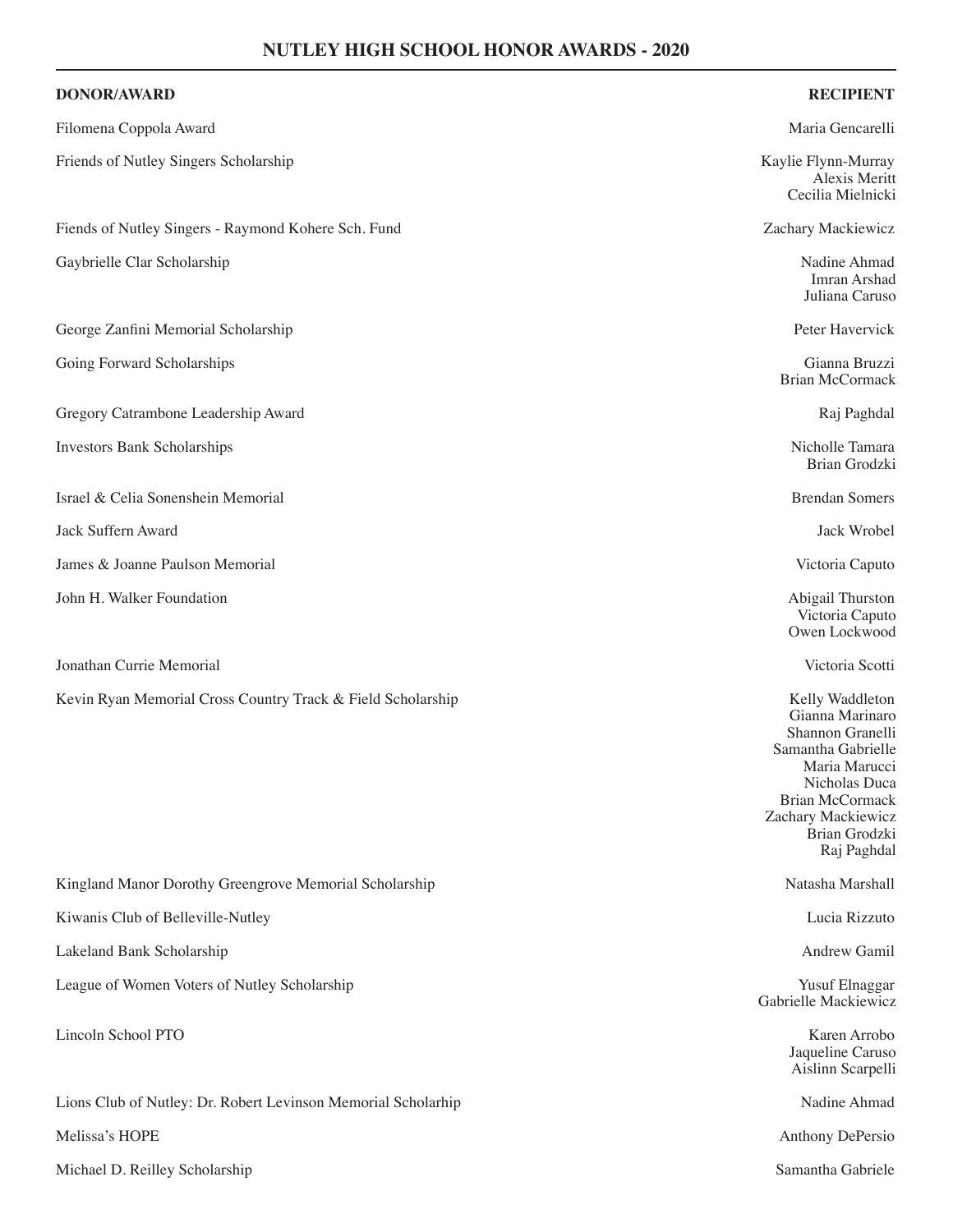## NUTLEY HIGH SCHOOL HONOR AWARDS - 2020

| DONOR/AWARD | RECIPIENT |
|---|---|
| Filomena Coppola Award | Maria Gencarelli |
| Friends of Nutley Singers Scholarship | Kaylie Flynn-Murray<br>Alexis Meritt<br>Cecilia Mielnicki |
| Fiends of Nutley Singers - Raymond Kohere Sch. Fund | Zachary Mackiewicz |
| Gaybrielle Clar Scholarship | Nadine Ahmad<br>Imran Arshad<br>Juliana Caruso |
| George Zanfini Memorial Scholarship | Peter Havervick |
| Going Forward Scholarships | Gianna Bruzzi<br>Brian McCormack |
| Gregory Catrambone Leadership Award | Raj Paghdal |
| Investors Bank Scholarships | Nicholle Tamara<br>Brian Grodzki |
| Israel & Celia Sonenshein Memorial | Brendan Somers |
| Jack Suffern Award | Jack Wrobel |
| James & Joanne Paulson Memorial | Victoria Caputo |
| John H. Walker Foundation | Abigail Thurston<br>Victoria Caputo<br>Owen Lockwood |
| Jonathan Currie Memorial | Victoria Scotti |
| Kevin Ryan Memorial Cross Country Track & Field Scholarship | Kelly Waddleton<br>Gianna Marinaro<br>Shannon Granelli<br>Samantha Gabrielle<br>Maria Marucci<br>Nicholas Duca<br>Brian McCormack<br>Zachary Mackiewicz<br>Brian Grodzki<br>Raj Paghdal |
| Kingland Manor Dorothy Greengrove Memorial Scholarship | Natasha Marshall |
| Kiwanis Club of Belleville-Nutley | Lucia Rizzuto |
| Lakeland Bank Scholarship | Andrew Gamil |
| League of Women Voters of Nutley Scholarship | Yusuf Elnaggar<br>Gabrielle Mackiewicz |
| Lincoln School PTO | Karen Arrobo<br>Jaqueline Caruso<br>Aislinn Scarpelli |
| Lions Club of Nutley: Dr. Robert Levinson Memorial Scholarhip | Nadine Ahmad |
| Melissa's HOPE | Anthony DePersio |
| Michael D. Reilley Scholarship | Samantha Gabriele |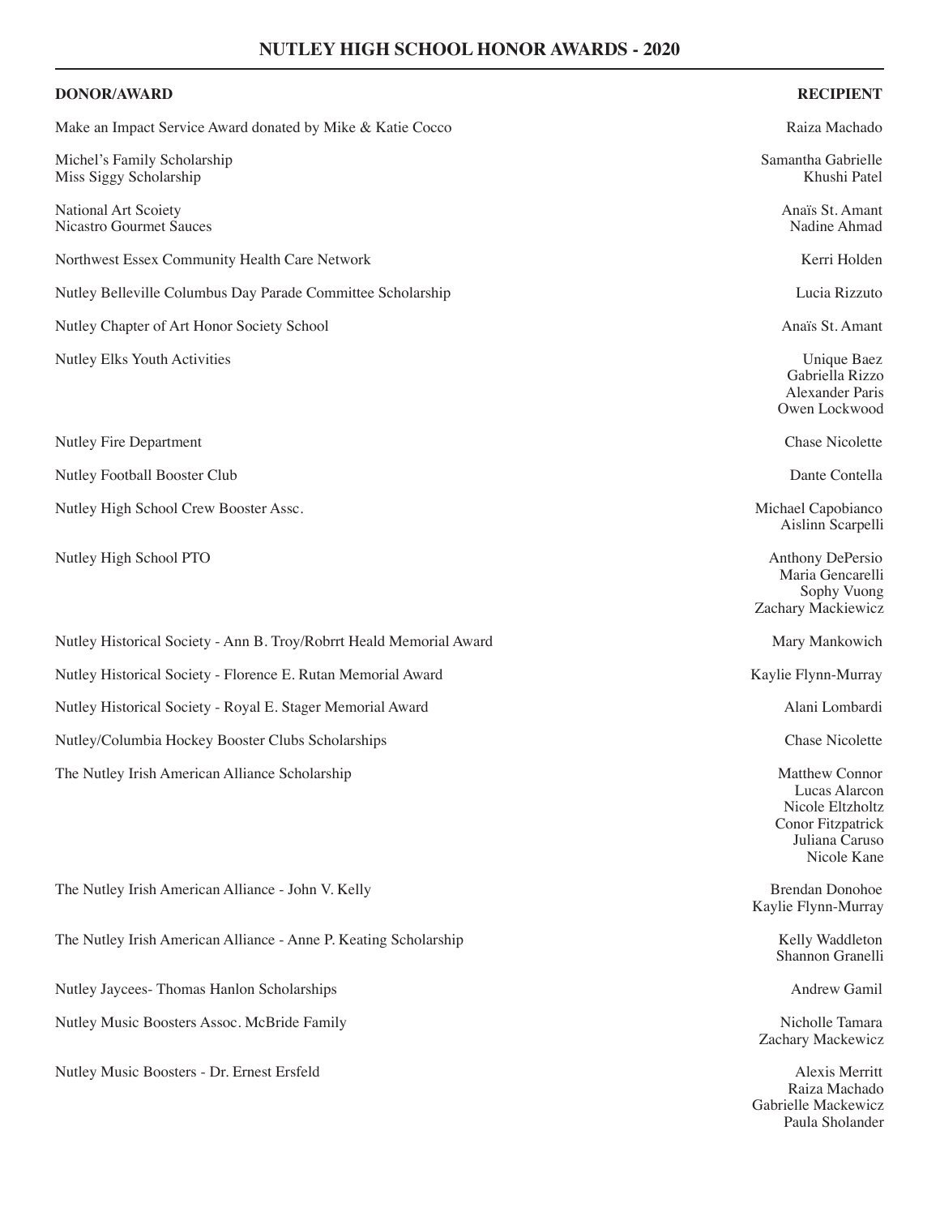## NUTLEY HIGH SCHOOL HONOR AWARDS - 2020

| DONOR/AWARD | RECIPIENT |
| --- | --- |
| Make an Impact Service Award donated by Mike & Katie Cocco | Raiza Machado |
| Michel's Family Scholarship | Samantha Gabrielle |
| Miss Siggy Scholarship | Khushi Patel |
| National Art Scoiety | Anaïs St. Amant |
| Nicastro Gourmet Sauces | Nadine Ahmad |
| Northwest Essex Community Health Care Network | Kerri Holden |
| Nutley Belleville Columbus Day Parade Committee Scholarship | Lucia Rizzuto |
| Nutley Chapter of Art Honor Society School | Anaïs St. Amant |
| Nutley Elks Youth Activities | Unique Baez<br>Gabriella Rizzo<br>Alexander Paris<br>Owen Lockwood |
| Nutley Fire Department | Chase Nicolette |
| Nutley Football Booster Club | Dante Contella |
| Nutley High School Crew Booster Assc. | Michael Capobianco<br>Aislinn Scarpelli |
| Nutley High School PTO | Anthony DePersio<br>Maria Gencarelli<br>Sophy Vuong<br>Zachary Mackiewicz |
| Nutley Historical Society - Ann B. Troy/Robrrt Heald Memorial Award | Mary Mankowich |
| Nutley Historical Society - Florence E. Rutan Memorial Award | Kaylie Flynn-Murray |
| Nutley Historical Society - Royal E. Stager Memorial Award | Alani Lombardi |
| Nutley/Columbia Hockey Booster Clubs Scholarships | Chase Nicolette |
| The Nutley Irish American Alliance Scholarship | Matthew Connor<br>Lucas Alarcon<br>Nicole Eltzholtz<br>Conor Fitzpatrick<br>Juliana Caruso<br>Nicole Kane |
| The Nutley Irish American Alliance - John V. Kelly | Brendan Donohoe<br>Kaylie Flynn-Murray |
| The Nutley Irish American Alliance - Anne P. Keating Scholarship | Kelly Waddleton<br>Shannon Granelli |
| Nutley Jaycees- Thomas Hanlon Scholarships | Andrew Gamil |
| Nutley Music Boosters Assoc. McBride Family | Nicholle Tamara<br>Zachary Mackewicz |
| Nutley Music Boosters - Dr. Ernest Ersfeld | Alexis Merritt<br>Raiza Machado<br>Gabrielle Mackewicz<br>Paula Sholander |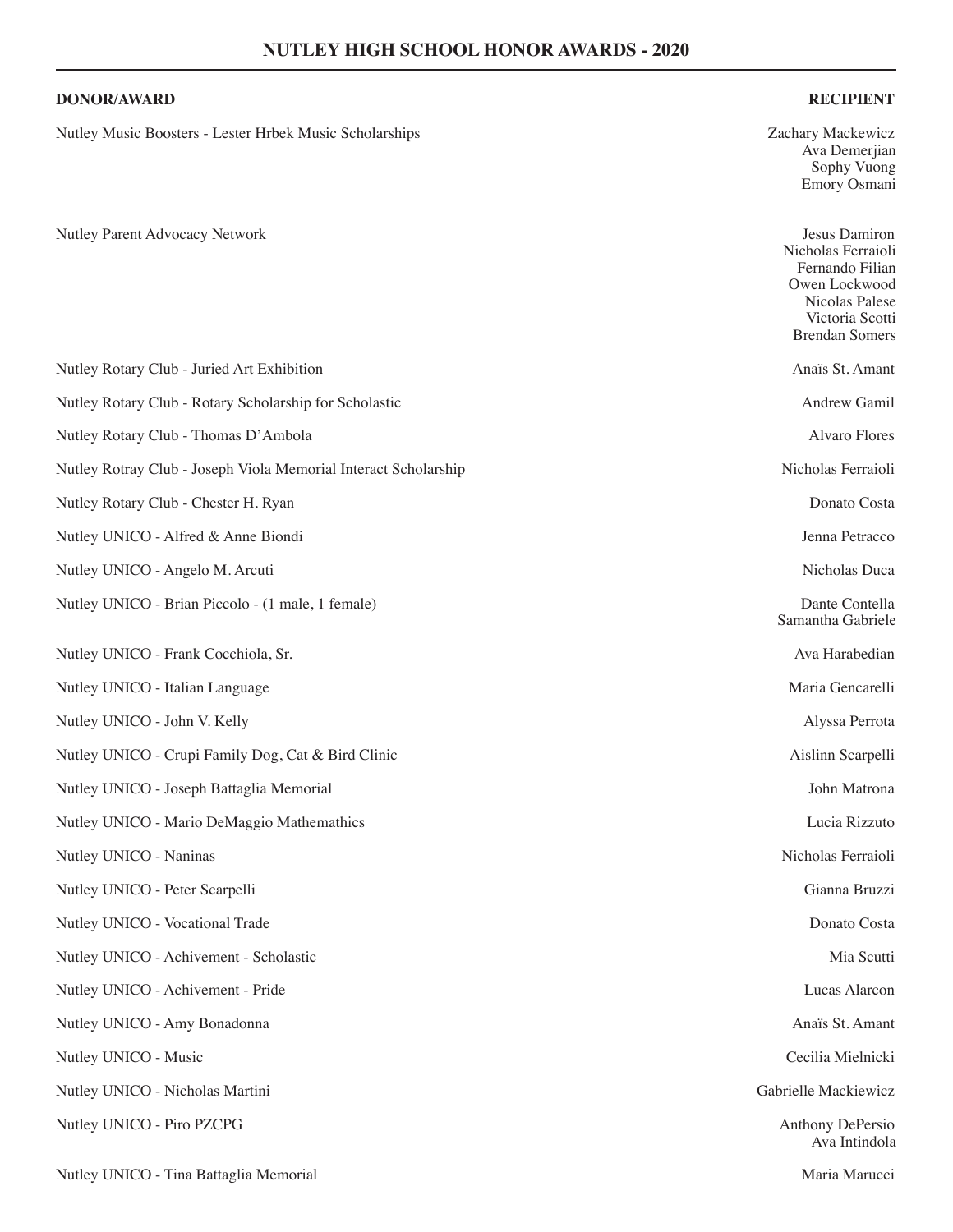## NUTLEY HIGH SCHOOL HONOR AWARDS - 2020

| DONOR/AWARD | RECIPIENT |
|---|---|
| Nutley Music Boosters - Lester Hrbek Music Scholarships | Zachary Mackewicz<br>Ava Demerjian<br>Sophy Vuong<br>Emory Osmani |
| Nutley Parent Advocacy Network | Jesus Damiron<br>Nicholas Ferraioli<br>Fernando Filian<br>Owen Lockwood<br>Nicolas Palese<br>Victoria Scotti<br>Brendan Somers |
| Nutley Rotary Club - Juried Art Exhibition | Anaïs St. Amant |
| Nutley Rotary Club - Rotary Scholarship for Scholastic | Andrew Gamil |
| Nutley Rotary Club - Thomas D'Ambola | Alvaro Flores |
| Nutley Rotray Club - Joseph Viola Memorial Interact Scholarship | Nicholas Ferraioli |
| Nutley Rotary Club - Chester H. Ryan | Donato Costa |
| Nutley UNICO - Alfred & Anne Biondi | Jenna Petracco |
| Nutley UNICO - Angelo M. Arcuti | Nicholas Duca |
| Nutley UNICO - Brian Piccolo - (1 male, 1 female) | Dante Contella<br>Samantha Gabriele |
| Nutley UNICO - Frank Cocchiola, Sr. | Ava Harabedian |
| Nutley UNICO - Italian Language | Maria Gencarelli |
| Nutley UNICO - John V. Kelly | Alyssa Perrota |
| Nutley UNICO - Crupi Family Dog, Cat & Bird Clinic | Aislinn Scarpelli |
| Nutley UNICO - Joseph Battaglia Memorial | John Matrona |
| Nutley UNICO - Mario DeMaggio Mathemathics | Lucia Rizzuto |
| Nutley UNICO - Naninas | Nicholas Ferraioli |
| Nutley UNICO - Peter Scarpelli | Gianna Bruzzi |
| Nutley UNICO - Vocational Trade | Donato Costa |
| Nutley UNICO - Achivement - Scholastic | Mia Scutti |
| Nutley UNICO - Achivement - Pride | Lucas Alarcon |
| Nutley UNICO - Amy Bonadonna | Anaïs St. Amant |
| Nutley UNICO - Music | Cecilia Mielnicki |
| Nutley UNICO - Nicholas Martini | Gabrielle Mackiewicz |
| Nutley UNICO - Piro PZCPG | Anthony DePersio<br>Ava Intindola |
| Nutley UNICO - Tina Battaglia Memorial | Maria Marucci |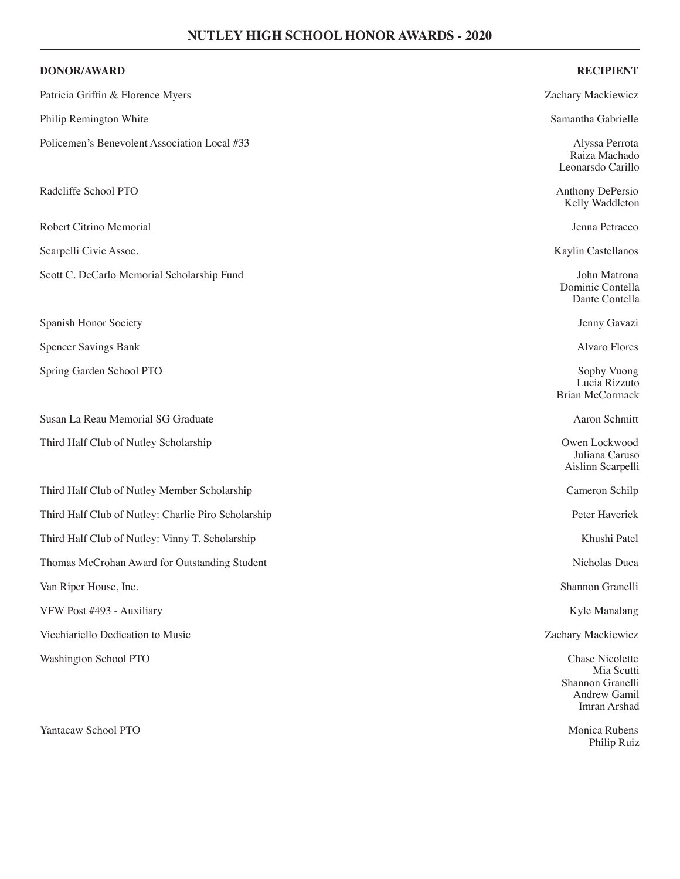## NUTLEY HIGH SCHOOL HONOR AWARDS - 2020

| DONOR/AWARD | RECIPIENT |
|---|---|
| Patricia Griffin & Florence Myers | Zachary Mackiewicz |
| Philip Remington White | Samantha Gabrielle |
| Policemen's Benevolent Association Local #33 | Alyssa Perrota<br>Raiza Machado<br>Leonarsdo Carillo |
| Radcliffe School PTO | Anthony DePersio<br>Kelly Waddleton |
| Robert Citrino Memorial | Jenna Petracco |
| Scarpelli Civic Assoc. | Kaylin Castellanos |
| Scott C. DeCarlo Memorial Scholarship Fund | John Matrona<br>Dominic Contella<br>Dante Contella |
| Spanish Honor Society | Jenny Gavazi |
| Spencer Savings Bank | Alvaro Flores |
| Spring Garden School PTO | Sophy Vuong<br>Lucia Rizzuto<br>Brian McCormack |
| Susan La Reau Memorial SG Graduate | Aaron Schmitt |
| Third Half Club of Nutley Scholarship | Owen Lockwood<br>Juliana Caruso<br>Aislinn Scarpelli |
| Third Half Club of Nutley Member Scholarship | Cameron Schilp |
| Third Half Club of Nutley: Charlie Piro Scholarship | Peter Haverick |
| Third Half Club of Nutley: Vinny T. Scholarship | Khushi Patel |
| Thomas McCrohan Award for Outstanding Student | Nicholas Duca |
| Van Riper House, Inc. | Shannon Granelli |
| VFW Post #493 - Auxiliary | Kyle Manalang |
| Vicchiariello Dedication to Music | Zachary Mackiewicz |
| Washington School PTO | Chase Nicolette<br>Mia Scutti<br>Shannon Granelli<br>Andrew Gamil<br>Imran Arshad |
| Yantacaw School PTO | Monica Rubens<br>Philip Ruiz |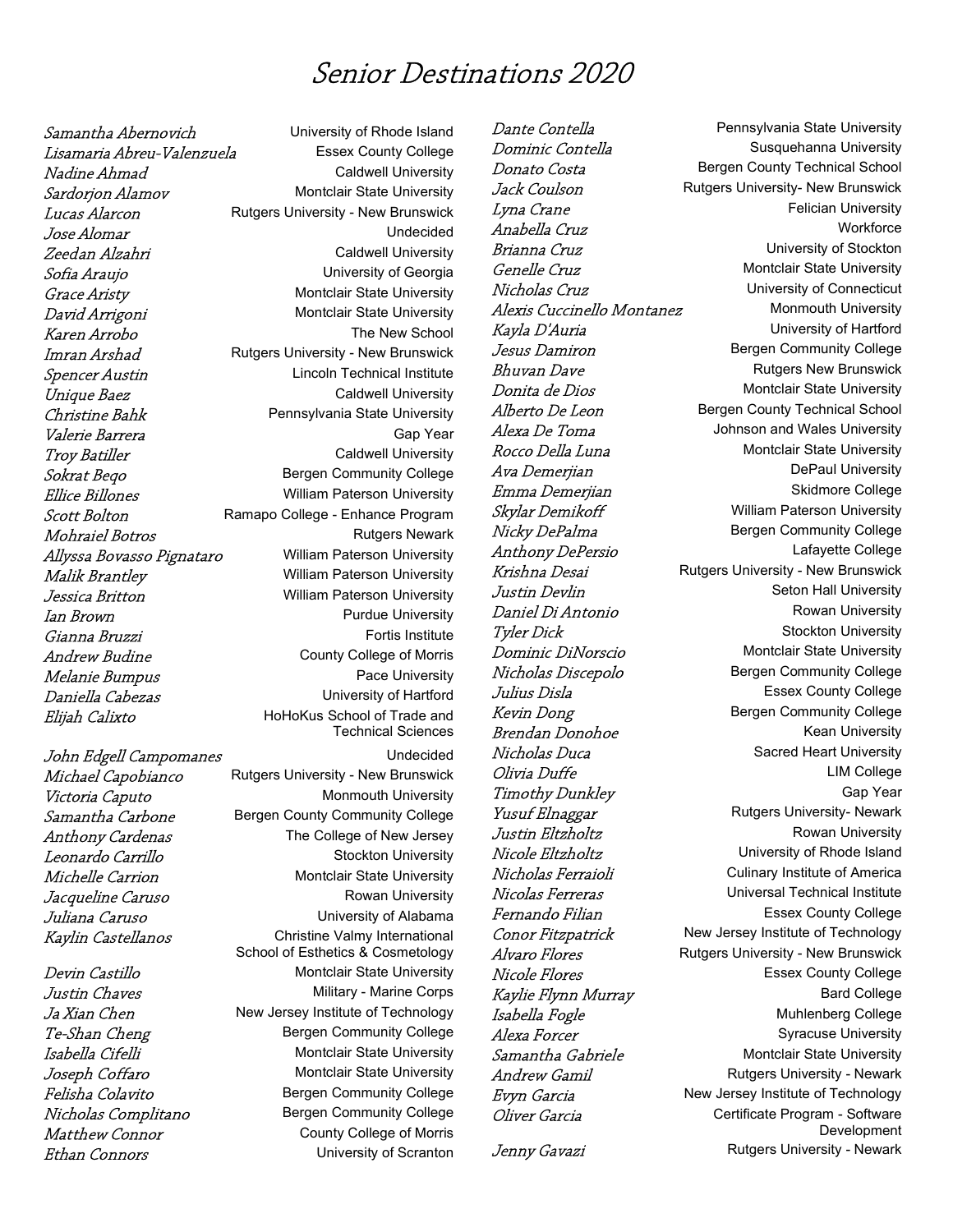# Senior Destinations 2020

| Name | Destination |
| --- | --- |
| Samantha Abernovich | University of Rhode Island |
| Lisamaria Abreu-Valenzuela | Essex County College |
| Nadine Ahmad | Caldwell University |
| Sardorjon Alamov | Montclair State University |
| Lucas Alarcon | Rutgers University - New Brunswick |
| Jose Alomar | Undecided |
| Zeedan Alzahri | Caldwell University |
| Sofia Araujo | University of Georgia |
| Grace Aristy | Montclair State University |
| David Arrigoni | Montclair State University |
| Karen Arrobo | The New School |
| Imran Arshad | Rutgers University - New Brunswick |
| Spencer Austin | Lincoln Technical Institute |
| Unique Baez | Caldwell University |
| Christine Bahk | Pennsylvania State University |
| Valerie Barrera | Gap Year |
| Troy Batiller | Caldwell University |
| Sokrat Beqo | Bergen Community College |
| Ellice Billones | William Paterson University |
| Scott Bolton | Ramapo College - Enhance Program |
| Mohraiel Botros | Rutgers Newark |
| Allyssa Bovasso Pignataro | William Paterson University |
| Malik Brantley | William Paterson University |
| Jessica Britton | William Paterson University |
| Ian Brown | Purdue University |
| Gianna Bruzzi | Fortis Institute |
| Andrew Budine | County College of Morris |
| Melanie Bumpus | Pace University |
| Daniella Cabezas | University of Hartford |
| Elijah Calixto | HoHoKus School of Trade and Technical Sciences |
| John Edgell Campomanes | Undecided |
| Michael Capobianco | Rutgers University - New Brunswick |
| Victoria Caputo | Monmouth University |
| Samantha Carbone | Bergen County Community College |
| Anthony Cardenas | The College of New Jersey |
| Leonardo Carrillo | Stockton University |
| Michelle Carrion | Montclair State University |
| Jacqueline Caruso | Rowan University |
| Juliana Caruso | University of Alabama |
| Kaylin Castellanos | Christine Valmy International School of Esthetics & Cosmetology |
| Devin Castillo | Montclair State University |
| Justin Chaves | Military - Marine Corps |
| Ja Xian Chen | New Jersey Institute of Technology |
| Te-Shan Cheng | Bergen Community College |
| Isabella Cifelli | Montclair State University |
| Joseph Coffaro | Montclair State University |
| Felisha Colavito | Bergen Community College |
| Nicholas Complitano | Bergen Community College |
| Matthew Connor | County College of Morris |
| Ethan Connors | University of Scranton |
| Dante Contella | Pennsylvania State University |
| Dominic Contella | Susquehanna University |
| Donato Costa | Bergen County Technical School |
| Jack Coulson | Rutgers University- New Brunswick |
| Lyna Crane | Felician University |
| Anabella Cruz | Workforce |
| Brianna Cruz | University of Stockton |
| Genelle Cruz | Montclair State University |
| Nicholas Cruz | University of Connecticut |
| Alexis Cuccinello Montanez | Monmouth University |
| Kayla D'Auria | University of Hartford |
| Jesus Damiron | Bergen Community College |
| Bhuvan Dave | Rutgers New Brunswick |
| Donita de Dios | Montclair State University |
| Alberto De Leon | Bergen County Technical School |
| Alexa De Toma | Johnson and Wales University |
| Rocco Della Luna | Montclair State University |
| Ava Demerjian | DePaul University |
| Emma Demerjian | Skidmore College |
| Skylar Demikoff | William Paterson University |
| Nicky DePalma | Bergen Community College |
| Anthony DePersio | Lafayette College |
| Krishna Desai | Rutgers University - New Brunswick |
| Justin Devlin | Seton Hall University |
| Daniel Di Antonio | Rowan University |
| Tyler Dick | Stockton University |
| Dominic DiNorscio | Montclair State University |
| Nicholas Discepolo | Bergen Community College |
| Julius Disla | Essex County College |
| Kevin Dong | Bergen Community College |
| Brendan Donohoe | Kean University |
| Nicholas Duca | Sacred Heart University |
| Olivia Duffe | LIM College |
| Timothy Dunkley | Gap Year |
| Yusuf Elnaggar | Rutgers University- Newark |
| Justin Eltzholtz | Rowan University |
| Nicole Eltzholtz | University of Rhode Island |
| Nicholas Ferraioli | Culinary Institute of America |
| Nicolas Ferreras | Universal Technical Institute |
| Fernando Filian | Essex County College |
| Conor Fitzpatrick | New Jersey Institute of Technology |
| Alvaro Flores | Rutgers University - New Brunswick |
| Nicole Flores | Essex County College |
| Kaylie Flynn Murray | Bard College |
| Isabella Fogle | Muhlenberg College |
| Alexa Forcer | Syracuse University |
| Samantha Gabriele | Montclair State University |
| Andrew Gamil | Rutgers University - Newark |
| Evyn Garcia | New Jersey Institute of Technology |
| Oliver Garcia | Certificate Program - Software Development |
| Jenny Gavazi | Rutgers University - Newark |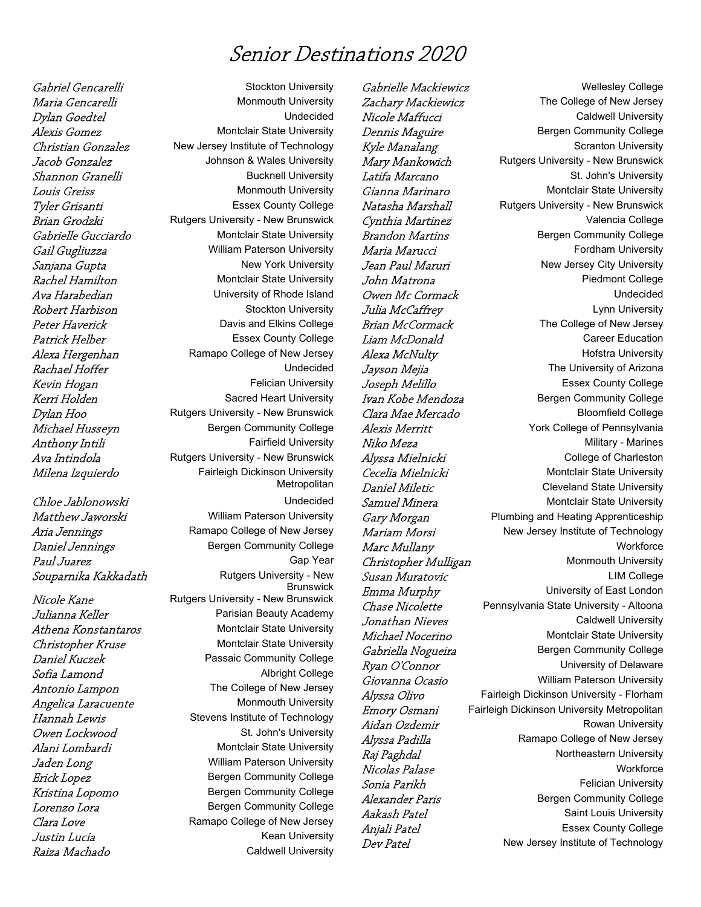# Senior Destinations 2020

| Name | Destination |
| --- | --- |
| Gabriel Gencarelli | Stockton University |
| Maria Gencarelli | Monmouth University |
| Dylan Goedtel | Undecided |
| Alexis Gomez | Montclair State University |
| Christian Gonzalez | New Jersey Institute of Technology |
| Jacob Gonzalez | Johnson & Wales University |
| Shannon Granelli | Bucknell University |
| Louis Greiss | Monmouth University |
| Tyler Grisanti | Essex County College |
| Brian Grodzki | Rutgers University - New Brunswick |
| Gabrielle Gucciardo | Montclair State University |
| Gail Gugliuzza | William Paterson University |
| Sanjana Gupta | New York University |
| Rachel Hamilton | Montclair State University |
| Ava Harabedian | University of Rhode Island |
| Robert Harbison | Stockton University |
| Peter Haverick | Davis and Elkins College |
| Patrick Helber | Essex County College |
| Alexa Hergenhan | Ramapo College of New Jersey |
| Rachael Hoffer | Undecided |
| Kevin Hogan | Felician University |
| Kerri Holden | Sacred Heart University |
| Dylan Hoo | Rutgers University - New Brunswick |
| Michael Husseyn | Bergen Community College |
| Anthony Intili | Fairfield University |
| Ava Intindola | Rutgers University - New Brunswick |
| Milena Izquierdo | Fairleigh Dickinson University Metropolitan |
| Chloe Jablonowski | Undecided |
| Matthew Jaworski | William Paterson University |
| Aria Jennings | Ramapo College of New Jersey |
| Daniel Jennings | Bergen Community College |
| Paul Juarez | Gap Year |
| Souparnika Kakkadath | Rutgers University - New Brunswick |
| Nicole Kane | Rutgers University - New Brunswick |
| Julianna Keller | Parisian Beauty Academy |
| Athena Konstantaros | Montclair State University |
| Christopher Kruse | Montclair State University |
| Daniel Kuczek | Passaic Community College |
| Sofia Lamond | Albright College |
| Antonio Lampon | The College of New Jersey |
| Angelica Laracuente | Monmouth University |
| Hannah Lewis | Stevens Institute of Technology |
| Owen Lockwood | St. John's University |
| Alani Lombardi | Montclair State University |
| Jaden Long | William Paterson University |
| Erick Lopez | Bergen Community College |
| Kristina Lopomo | Bergen Community College |
| Lorenzo Lora | Bergen Community College |
| Clara Love | Ramapo College of New Jersey |
| Justin Lucia | Kean University |
| Raiza Machado | Caldwell University |
| Gabrielle Mackiewicz | Wellesley College |
| Zachary Mackiewicz | The College of New Jersey |
| Nicole Maffucci | Caldwell University |
| Dennis Maguire | Bergen Community College |
| Kyle Manalang | Scranton University |
| Mary Mankowich | Rutgers University - New Brunswick |
| Latifa Marcano | St. John's University |
| Gianna Marinaro | Montclair State University |
| Natasha Marshall | Rutgers University - New Brunswick |
| Cynthia Martinez | Valencia College |
| Brandon Martins | Bergen Community College |
| Maria Marucci | Fordham University |
| Jean Paul Maruri | New Jersey City University |
| John Matrona | Piedmont College |
| Owen Mc Cormack | Undecided |
| Julia McCaffrey | Lynn University |
| Brian McCormack | The College of New Jersey |
| Liam McDonald | Career Education |
| Alexa McNulty | Hofstra University |
| Jayson Mejia | The University of Arizona |
| Joseph Melillo | Essex County College |
| Ivan Kobe Mendoza | Bergen Community College |
| Clara Mae Mercado | Bloomfield College |
| Alexis Merritt | York College of Pennsylvania |
| Niko Meza | Military - Marines |
| Alyssa Mielnicki | College of Charleston |
| Cecelia Mielnicki | Montclair State University |
| Daniel Miletic | Cleveland State University |
| Samuel Minera | Montclair State University |
| Gary Morgan | Plumbing and Heating Apprenticeship |
| Mariam Morsi | New Jersey Institute of Technology |
| Marc Mullany | Workforce |
| Christopher Mulligan | Monmouth University |
| Susan Muratovic | LIM College |
| Emma Murphy | University of East London |
| Chase Nicolette | Pennsylvania State University - Altoona |
| Jonathan Nieves | Caldwell University |
| Michael Nocerino | Montclair State University |
| Gabriella Nogueira | Bergen Community College |
| Ryan O'Connor | University of Delaware |
| Giovanna Ocasio | William Paterson University |
| Alyssa Olivo | Fairleigh Dickinson University - Florham |
| Emory Osmani | Fairleigh Dickinson University Metropolitan |
| Aidan Ozdemir | Rowan University |
| Alyssa Padilla | Ramapo College of New Jersey |
| Raj Paghdal | Northeastern University |
| Nicolas Palase | Workforce |
| Sonia Parikh | Felician University |
| Alexander Paris | Bergen Community College |
| Aakash Patel | Saint Louis University |
| Anjali Patel | Essex County College |
| Dev Patel | New Jersey Institute of Technology |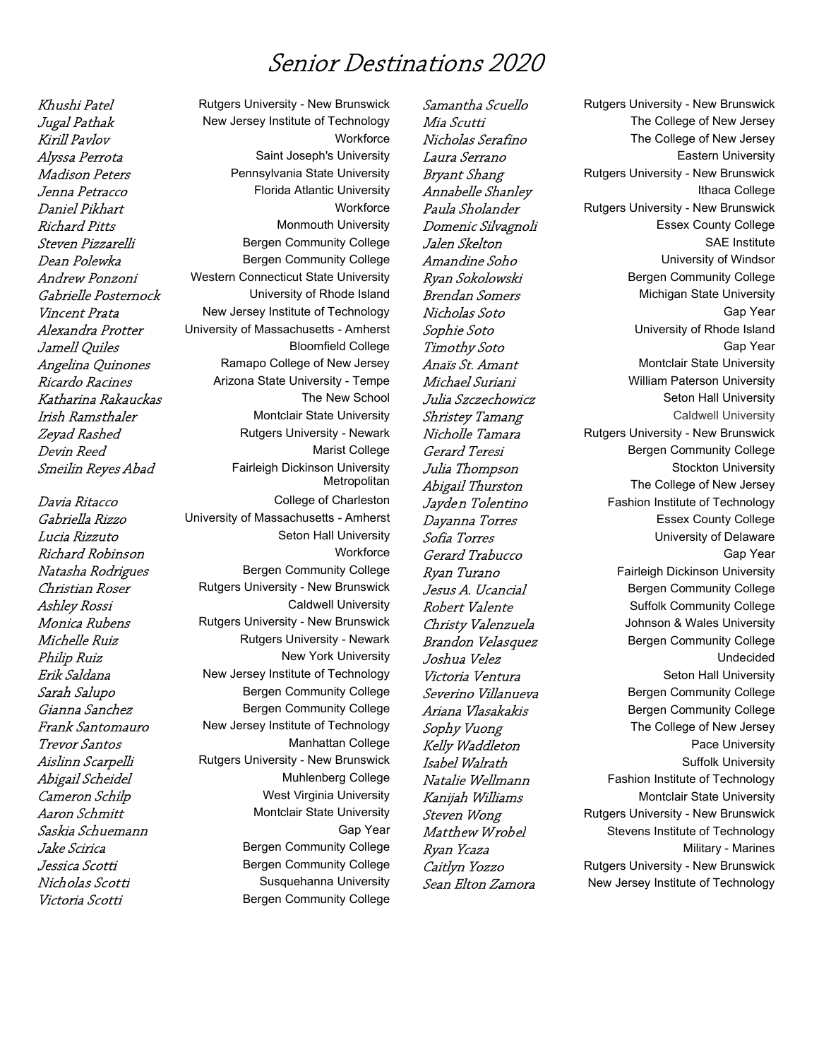# Senior Destinations 2020

| Name | Destination |
|---|---|
| *Khushi Patel* | Rutgers University - New Brunswick |
| *Jugal Pathak* | New Jersey Institute of Technology |
| *Kirill Pavlov* | Workforce |
| *Alyssa Perrota* | Saint Joseph's University |
| *Madison Peters* | Pennsylvania State University |
| *Jenna Petracco* | Florida Atlantic University |
| *Daniel Pikhart* | Workforce |
| *Richard Pitts* | Monmouth University |
| *Steven Pizzarelli* | Bergen Community College |
| *Dean Polewka* | Bergen Community College |
| *Andrew Ponzoni* | Western Connecticut State University |
| *Gabrielle Posternock* | University of Rhode Island |
| *Vincent Prata* | New Jersey Institute of Technology |
| *Alexandra Protter* | University of Massachusetts - Amherst |
| *Jamell Quiles* | Bloomfield College |
| *Angelina Quinones* | Ramapo College of New Jersey |
| *Ricardo Racines* | Arizona State University - Tempe |
| *Katharina Rakauckas* | The New School |
| *Irish Ramsthaler* | Montclair State University |
| *Zeyad Rashed* | Rutgers University - Newark |
| *Devin Reed* | Marist College |
| *Smeilin Reyes Abad* | Fairleigh Dickinson University Metropolitan |
| *Davia Ritacco* | College of Charleston |
| *Gabriella Rizzo* | University of Massachusetts - Amherst |
| *Lucia Rizzuto* | Seton Hall University |
| *Richard Robinson* | Workforce |
| *Natasha Rodrigues* | Bergen Community College |
| *Christian Roser* | Rutgers University - New Brunswick |
| *Ashley Rossi* | Caldwell University |
| *Monica Rubens* | Rutgers University - New Brunswick |
| *Michelle Ruiz* | Rutgers University - Newark |
| *Philip Ruiz* | New York University |
| *Erik Saldana* | New Jersey Institute of Technology |
| *Sarah Salupo* | Bergen Community College |
| *Gianna Sanchez* | Bergen Community College |
| *Frank Santomauro* | New Jersey Institute of Technology |
| *Trevor Santos* | Manhattan College |
| *Aislinn Scarpelli* | Rutgers University - New Brunswick |
| *Abigail Scheidel* | Muhlenberg College |
| *Cameron Schilp* | West Virginia University |
| *Aaron Schmitt* | Montclair State University |
| *Saskia Schuemann* | Gap Year |
| *Jake Scirica* | Bergen Community College |
| *Jessica Scotti* | Bergen Community College |
| *Nicholas Scotti* | Susquehanna University |
| *Victoria Scotti* | Bergen Community College |
| *Samantha Scuello* | Rutgers University - New Brunswick |
| *Mia Scutti* | The College of New Jersey |
| *Nicholas Serafino* | The College of New Jersey |
| *Laura Serrano* | Eastern University |
| *Bryant Shang* | Rutgers University - New Brunswick |
| *Annabelle Shanley* | Ithaca College |
| *Paula Sholander* | Rutgers University - New Brunswick |
| *Domenic Silvagnoli* | Essex County College |
| *Jalen Skelton* | SAE Institute |
| *Amandine Soho* | University of Windsor |
| *Ryan Sokolowski* | Bergen Community College |
| *Brendan Somers* | Michigan State University |
| *Nicholas Soto* | Gap Year |
| *Sophie Soto* | University of Rhode Island |
| *Timothy Soto* | Gap Year |
| *Anaïs St. Amant* | Montclair State University |
| *Michael Suriani* | William Paterson University |
| *Julia Szczechowicz* | Seton Hall University |
| *Shristey Tamang* | Caldwell University |
| *Nicholle Tamara* | Rutgers University - New Brunswick |
| *Gerard Teresi* | Bergen Community College |
| *Julia Thompson* | Stockton University |
| *Abigail Thurston* | The College of New Jersey |
| *Jayden Tolentino* | Fashion Institute of Technology |
| *Dayanna Torres* | Essex County College |
| *Sofia Torres* | University of Delaware |
| *Gerard Trabucco* | Gap Year |
| *Ryan Turano* | Fairleigh Dickinson University |
| *Jesus A. Ucancial* | Bergen Community College |
| *Robert Valente* | Suffolk Community College |
| *Christy Valenzuela* | Johnson & Wales University |
| *Brandon Velasquez* | Bergen Community College |
| *Joshua Velez* | Undecided |
| *Victoria Ventura* | Seton Hall University |
| *Severino Villanueva* | Bergen Community College |
| *Ariana Vlasakakis* | Bergen Community College |
| *Sophy Vuong* | The College of New Jersey |
| *Kelly Waddleton* | Pace University |
| *Isabel Walrath* | Suffolk University |
| *Natalie Wellmann* | Fashion Institute of Technology |
| *Kanijah Williams* | Montclair State University |
| *Steven Wong* | Rutgers University - New Brunswick |
| *Matthew Wrobel* | Stevens Institute of Technology |
| *Ryan Ycaza* | Military - Marines |
| *Caitlyn Yozzo* | Rutgers University - New Brunswick |
| *Sean Elton Zamora* | New Jersey Institute of Technology |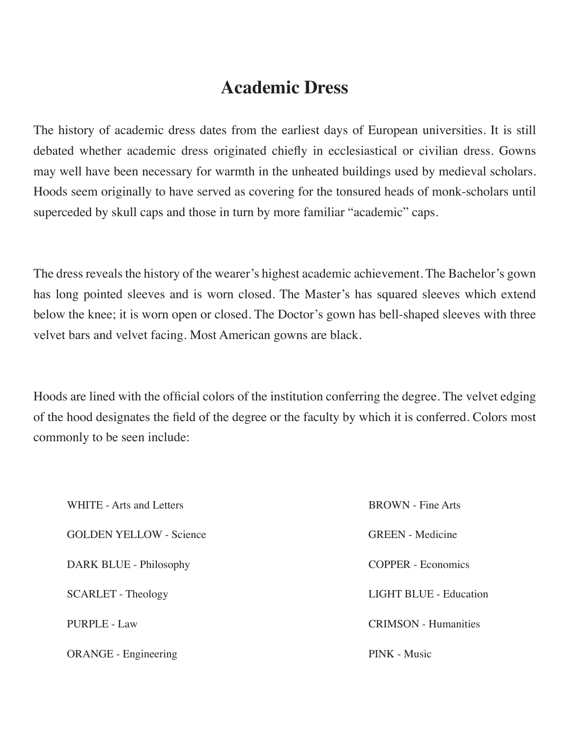# Academic Dress

The history of academic dress dates from the earliest days of European universities. It is still debated whether academic dress originated chiefly in ecclesiastical or civilian dress. Gowns may well have been necessary for warmth in the unheated buildings used by medieval scholars. Hoods seem originally to have served as covering for the tonsured heads of monk-scholars until superceded by skull caps and those in turn by more familiar "academic" caps.

The dress reveals the history of the wearer's highest academic achievement. The Bachelor's gown has long pointed sleeves and is worn closed. The Master's has squared sleeves which extend below the knee; it is worn open or closed. The Doctor's gown has bell-shaped sleeves with three velvet bars and velvet facing. Most American gowns are black.

Hoods are lined with the official colors of the institution conferring the degree. The velvet edging of the hood designates the field of the degree or the faculty by which it is conferred. Colors most commonly to be seen include:

- WHITE - Arts and Letters
- GOLDEN YELLOW - Science
- DARK BLUE - Philosophy
- SCARLET - Theology
- PURPLE - Law
- ORANGE - Engineering
- BROWN - Fine Arts
- GREEN - Medicine
- COPPER - Economics
- LIGHT BLUE - Education
- CRIMSON - Humanities
- PINK - Music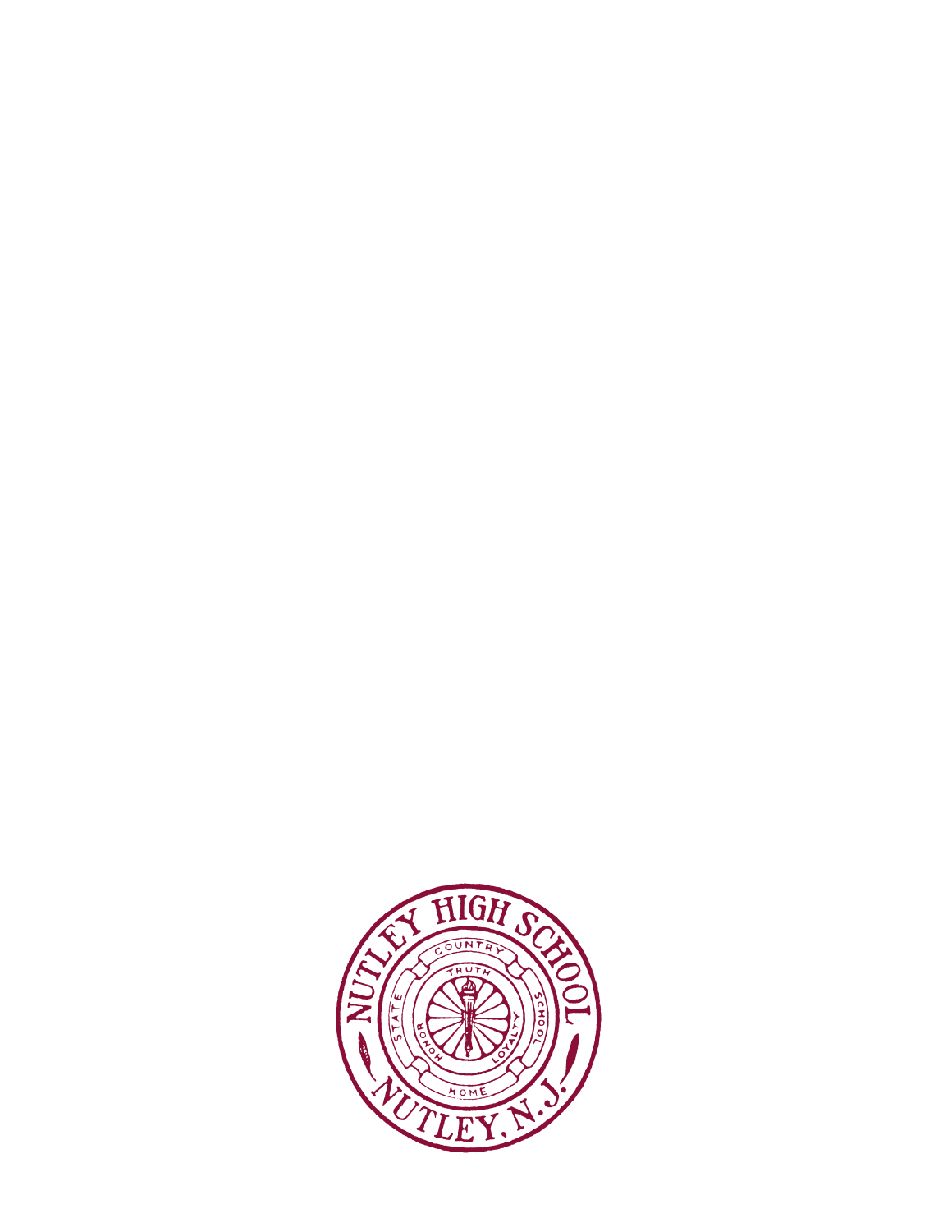NUTLEY HIGH SCHOOL

COUNTRY

TRUTH

STATE

SCHOOL

HONOR

LOYALTY

HOME

NUTLEY, N.J.